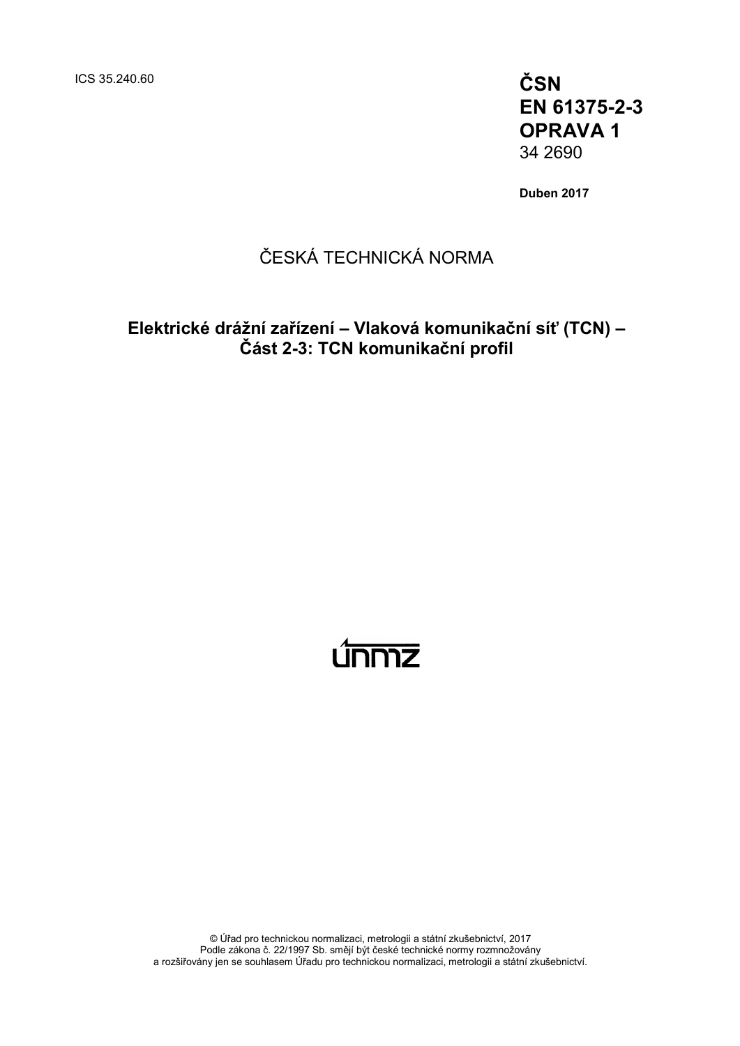ICS 35.240.60

**ČSN**
**EN 61375-2-3**
**OPRAVA 1**
34 2690

**Duben 2017**

ČESKÁ TECHNICKÁ NORMA

**Elektrické drážní zařízení – Vlaková komunikační síť (TCN) –**
**Část 2-3: TCN komunikační profil**

© Úřad pro technickou normalizaci, metrologii a státní zkušebnictví, 2017
Podle zákona č. 22/1997 Sb. smějí být české technické normy rozmnožovány
a rozšiřovány jen se souhlasem Úřadu pro technickou normalizaci, metrologii a státní zkušebnictví.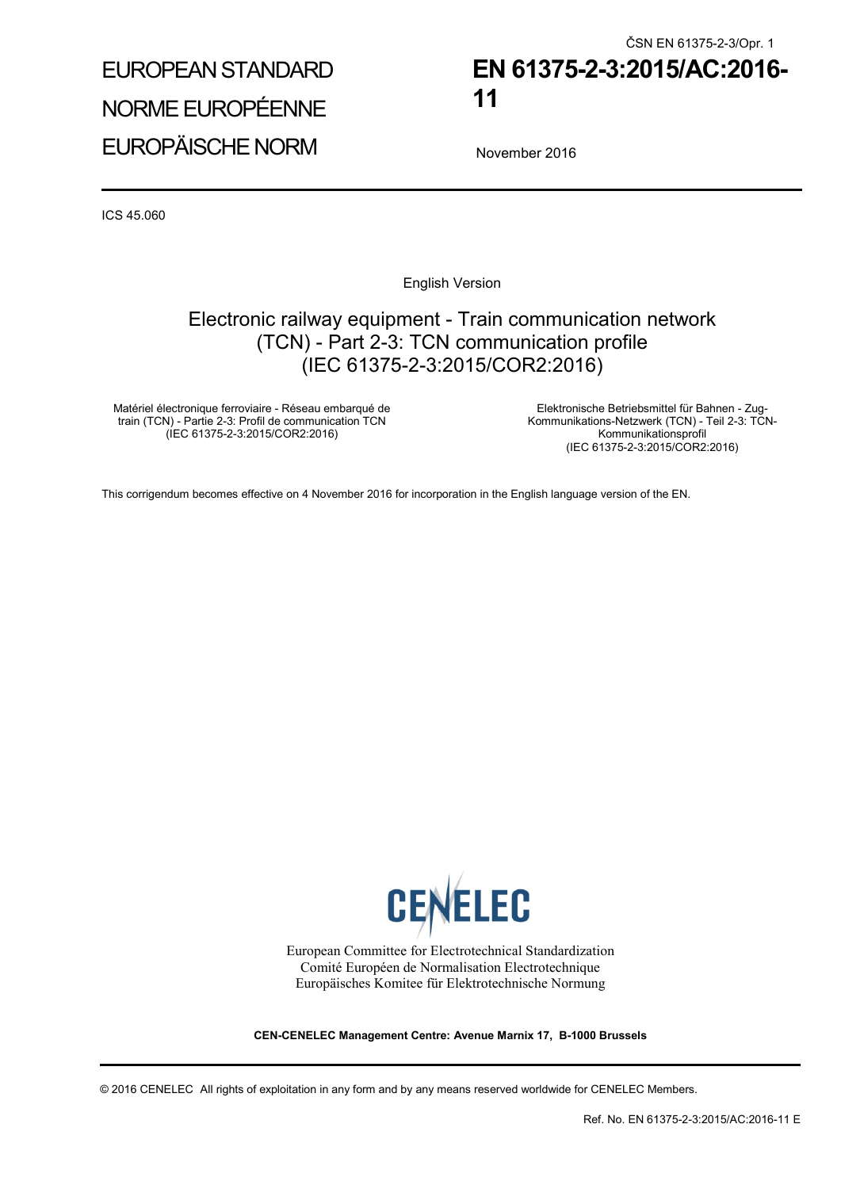ČSN EN 61375-2-3/Opr. 1

EUROPEAN STANDARD

NORME EUROPÉENNE

EUROPÄISCHE NORM

# EN 61375-2-3:2015/AC:2016-11

November 2016

ICS 45.060

English Version

## Electronic railway equipment - Train communication network (TCN) - Part 2-3: TCN communication profile (IEC 61375-2-3:2015/COR2:2016)

Matériel électronique ferroviaire - Réseau embarqué de train (TCN) - Partie 2-3: Profil de communication TCN (IEC 61375-2-3:2015/COR2:2016)

Elektronische Betriebsmittel für Bahnen - Zug-Kommunikations-Netzwerk (TCN) - Teil 2-3: TCN-Kommunikationsprofil (IEC 61375-2-3:2015/COR2:2016)

This corrigendum becomes effective on 4 November 2016 for incorporation in the English language version of the EN.

CENELEC

European Committee for Electrotechnical Standardization
Comité Européen de Normalisation Electrotechnique
Europäisches Komitee für Elektrotechnische Normung

**CEN-CENELEC Management Centre: Avenue Marnix 17, B-1000 Brussels**

© 2016 CENELEC All rights of exploitation in any form and by any means reserved worldwide for CENELEC Members.

Ref. No. EN 61375-2-3:2015/AC:2016-11 E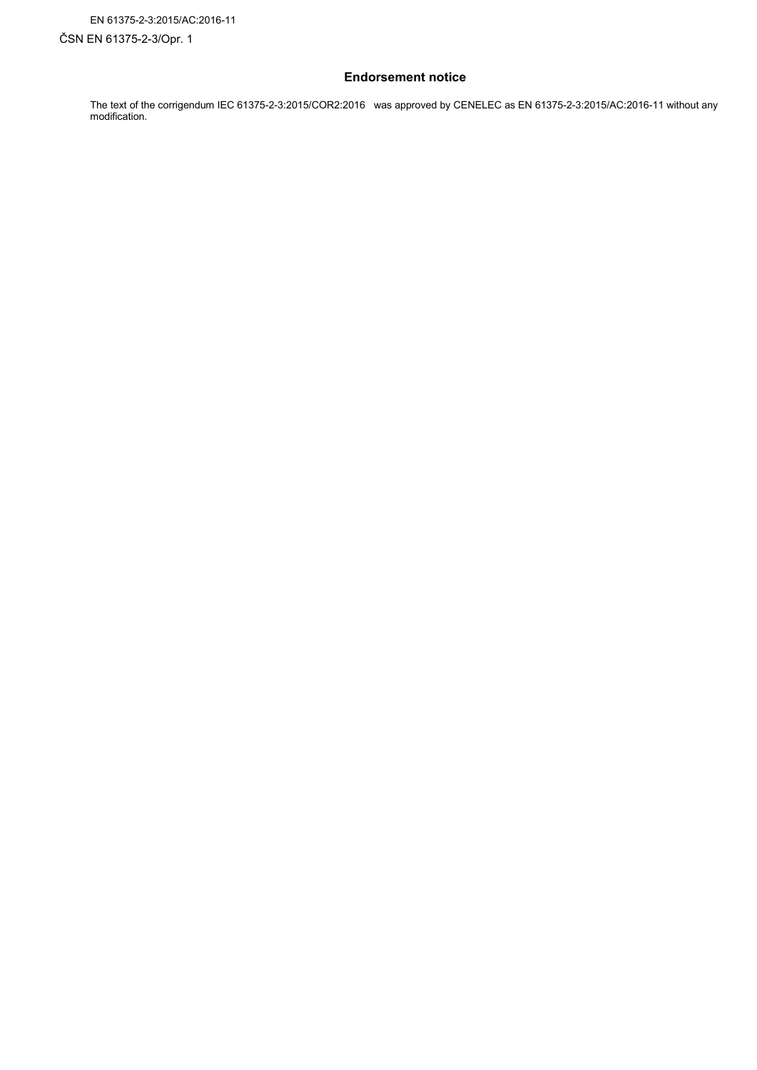# Endorsement notice

The text of the corrigendum IEC 61375-2-3:2015/COR2:2016 was approved by CENELEC as EN 61375-2-3:2015/AC:2016-11 without any modification.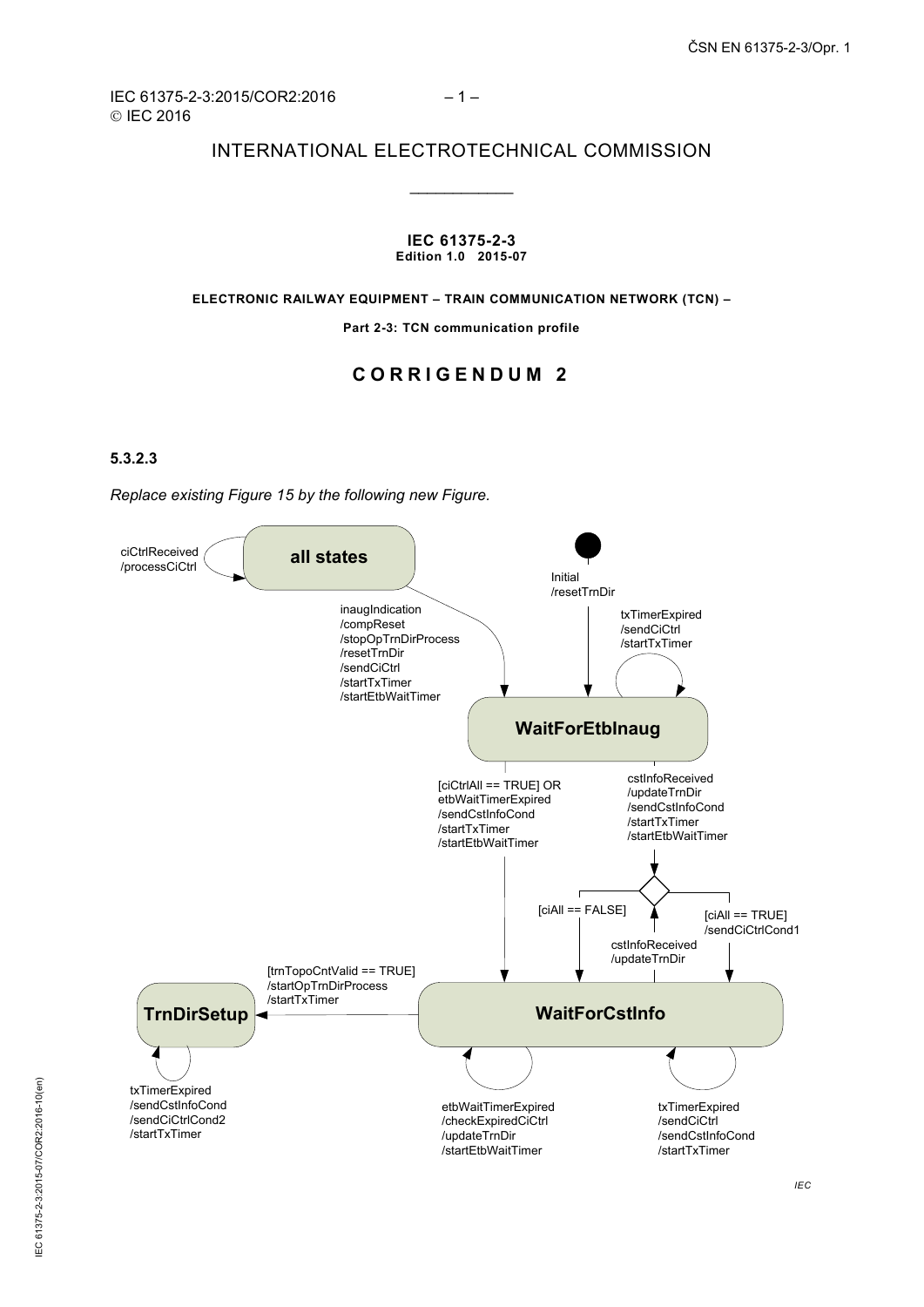INTERNATIONAL ELECTROTECHNICAL COMMISSION

\_\_\_\_\_\_\_\_\_\_\_\_

**IEC 61375-2-3**
**Edition 1.0 2015-07**

**ELECTRONIC RAILWAY EQUIPMENT – TRAIN COMMUNICATION NETWORK (TCN) –**

**Part 2-3: TCN communication profile**

# CORRIGENDUM 2

### 5.3.2.3

*Replace existing Figure 15 by the following new Figure.*

all states

ciCtrlReceived
/processCiCtrl

Initial
/resetTrnDir

inaugIndication
/compReset
/stopOpTrnDirProcess
/resetTrnDir
/sendCiCtrl
/startTxTimer
/startEtbWaitTimer

txTimerExpired
/sendCiCtrl
/startTxTimer

WaitForEtbInaug

[ciCtrlAll == TRUE] OR
etbWaitTimerExpired
/sendCstInfoCond
/startTxTimer
/startEtbWaitTimer

cstInfoReceived
/updateTrnDir
/sendCstInfoCond
/startTxTimer
/startEtbWaitTimer

[ciAll == FALSE]

[ciAll == TRUE]
/sendCiCtrlCond1

cstInfoReceived
/updateTrnDir

[trnTopoCntValid == TRUE]
/startOpTrnDirProcess
/startTxTimer

TrnDirSetup

WaitForCstInfo

txTimerExpired
/sendCstInfoCond
/sendCiCtrlCond2
/startTxTimer

etbWaitTimerExpired
/checkExpiredCiCtrl
/updateTrnDir
/startEtbWaitTimer

txTimerExpired
/sendCiCtrl
/sendCstInfoCond
/startTxTimer

IEC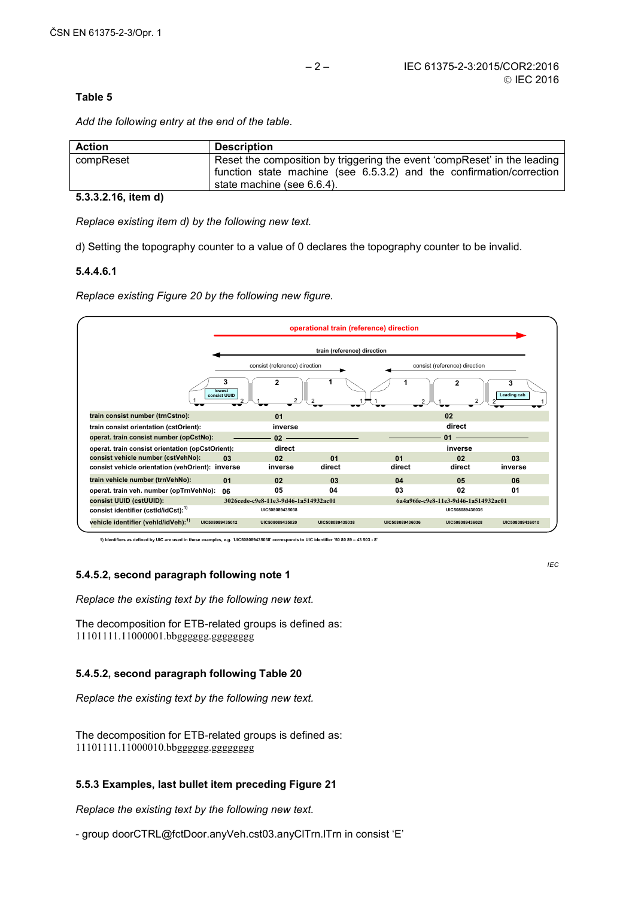### Table 5

*Add the following entry at the end of the table.*

| Action | Description |
|---|---|
| compReset | Reset the composition by triggering the event 'compReset' in the leading function state machine (see 6.5.3.2) and the confirmation/correction state machine (see 6.6.4). |

### 5.3.3.2.16, item d)

*Replace existing item d) by the following new text.*

d) Setting the topography counter to a value of 0 declares the topography counter to be invalid.

### 5.4.4.6.1

*Replace existing Figure 20 by the following new figure.*

operational train (reference) direction

train (reference) direction

consist (reference) direction | consist (reference) direction

| | | | | | | |
|---|---|---|---|---|---|---|
| train consist number (trnCstno): | | 01 | | | 02 | |
| train consist orientation (cstOrient): | | inverse | | | direct | |
| operat. train consist number (opCstNo): | | 02 | | | 01 | |
| operat. train consist orientation (opCstOrient): | | direct | | | inverse | |
| consist vehicle number (cstVehNo): | 03 | 02 | 01 | 01 | 02 | 03 |
| consist vehicle orientation (vehOrient): | inverse | inverse | direct | direct | direct | inverse |
| train vehicle number (trnVehNo): | 01 | 02 | 03 | 04 | 05 | 06 |
| operat. train veh. number (opTrnVehNo): | 06 | 05 | 04 | 03 | 02 | 01 |
| consist UUID (cstUUID): | | 3026cede-c9e8-11e3-9d46-1a514932ac01 | | | 6a4a96fe-c9e8-11e3-9d46-1a514932ac01 | |
| consist identifier (cstId/idCst):[1] | | UIC508089435038 | | | UIC508089436036 | |
| vehicle identifier (vehId/idVeh):[1] | UIC508089435012 | UIC508089435020 | UIC508089435038 | UIC508089436036 | UIC508089436028 | UIC508089436010 |

lowest consist UUID; Leading cab

1) Identifiers as defined by UIC are used in these examples, e.g. 'UIC508089435038' corresponds to UIC identifier '50 80 89 – 43 503 - 8'

IEC

### 5.4.5.2, second paragraph following note 1

*Replace the existing text by the following new text.*

The decomposition for ETB-related groups is defined as:
11101111.11000001.bbgggggg.gggggggg

### 5.4.5.2, second paragraph following Table 20

*Replace the existing text by the following new text.*

The decomposition for ETB-related groups is defined as:
11101111.11000010.bbgggggg.gggggggg

### 5.5.3 Examples, last bullet item preceding Figure 21

*Replace the existing text by the following new text.*

- group doorCTRL@fctDoor.anyVeh.cst03.anyClTrn.lTrn in consist 'E'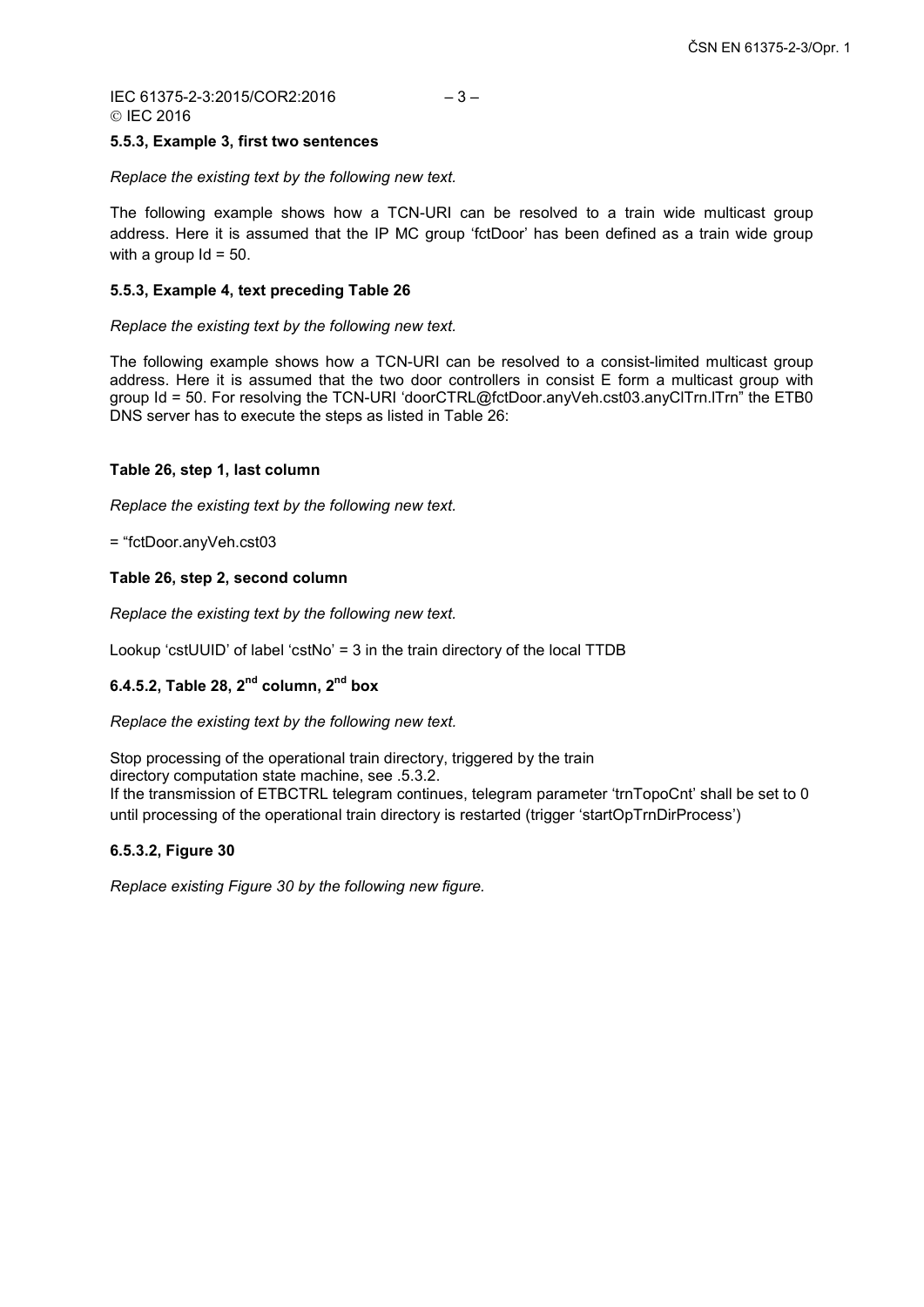**5.5.3, Example 3, first two sentences**

*Replace the existing text by the following new text.*

The following example shows how a TCN-URI can be resolved to a train wide multicast group address. Here it is assumed that the IP MC group 'fctDoor' has been defined as a train wide group with a group Id = 50.

**5.5.3, Example 4, text preceding Table 26**

*Replace the existing text by the following new text.*

The following example shows how a TCN-URI can be resolved to a consist-limited multicast group address. Here it is assumed that the two door controllers in consist E form a multicast group with group Id = 50. For resolving the TCN-URI 'doorCTRL@fctDoor.anyVeh.cst03.anyClTrn.lTrn" the ETB0 DNS server has to execute the steps as listed in Table 26:

**Table 26, step 1, last column**

*Replace the existing text by the following new text.*

= "fctDoor.anyVeh.cst03

**Table 26, step 2, second column**

*Replace the existing text by the following new text.*

Lookup 'cstUUID' of label 'cstNo' = 3 in the train directory of the local TTDB

**6.4.5.2, Table 28, 2nd column, 2nd box**

*Replace the existing text by the following new text.*

Stop processing of the operational train directory, triggered by the train directory computation state machine, see .5.3.2.
If the transmission of ETBCTRL telegram continues, telegram parameter 'trnTopoCnt' shall be set to 0 until processing of the operational train directory is restarted (trigger 'startOpTrnDirProcess')

**6.5.3.2, Figure 30**

*Replace existing Figure 30 by the following new figure.*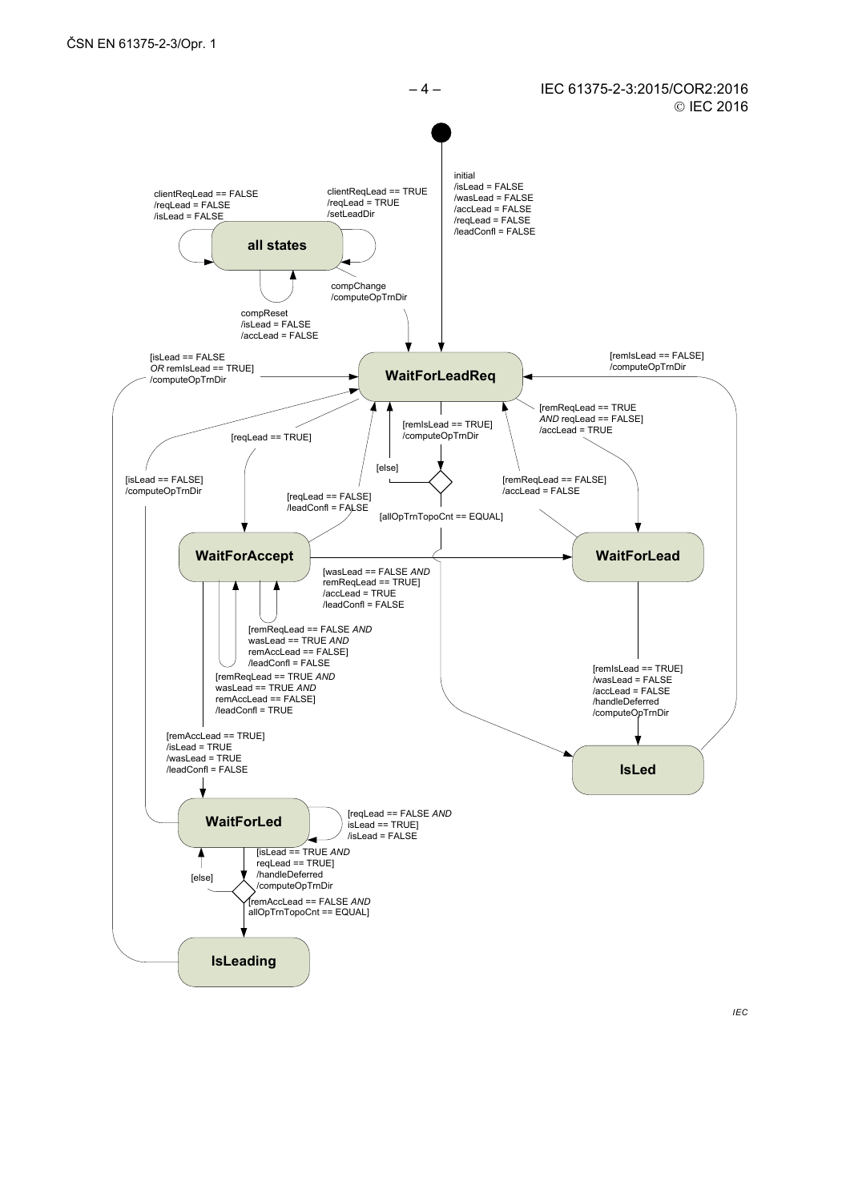initial
/isLead = FALSE
/wasLead = FALSE
/accLead = FALSE
/reqLead = FALSE
/leadConfl = FALSE

clientReqLead == FALSE
/reqLead = FALSE
/isLead = FALSE

clientReqLead == TRUE
/reqLead = TRUE
/setLeadDir

**all states**

compChange
/computeOpTrnDir

compReset
/isLead = FALSE
/accLead = FALSE

[isLead == FALSE
*OR* remIsLead == TRUE]
/computeOpTrnDir

**WaitForLeadReq**

[remIsLead == FALSE]
/computeOpTrnDir

[remReqLead == TRUE
*AND* reqLead == FALSE]
/accLead = TRUE

[remIsLead == TRUE]
/computeOpTrnDir

[reqLead == TRUE]

[else]

[isLead == FALSE]
/computeOpTrnDir

[reqLead == FALSE]
/leadConfl = FALSE

[remReqLead == FALSE]
/accLead = FALSE

[allOpTrnTopoCnt == EQUAL]

**WaitForAccept**

**WaitForLead**

[wasLead == FALSE *AND*
remReqLead == TRUE]
/accLead = TRUE
/leadConfl = FALSE

[remReqLead == FALSE *AND*
wasLead == TRUE *AND*
remAccLead == FALSE]
/leadConfl = FALSE

[remReqLead == TRUE *AND*
wasLead == TRUE *AND*
remAccLead == FALSE]
/leadConfl = TRUE

[remIsLead == TRUE]
/wasLead = FALSE
/accLead = FALSE
/handleDeferred
/computeOpTrnDir

[remAccLead == TRUE]
/isLead = TRUE
/wasLead = TRUE
/leadConfl = FALSE

**IsLed**

**WaitForLed**

[reqLead == FALSE *AND*
isLead == TRUE]
/isLead = FALSE

[isLead == TRUE *AND*
reqLead == TRUE]
/handleDeferred
/computeOpTrnDir

[else]

[remAccLead == FALSE *AND*
allOpTrnTopoCnt == EQUAL]

**IsLeading**

IEC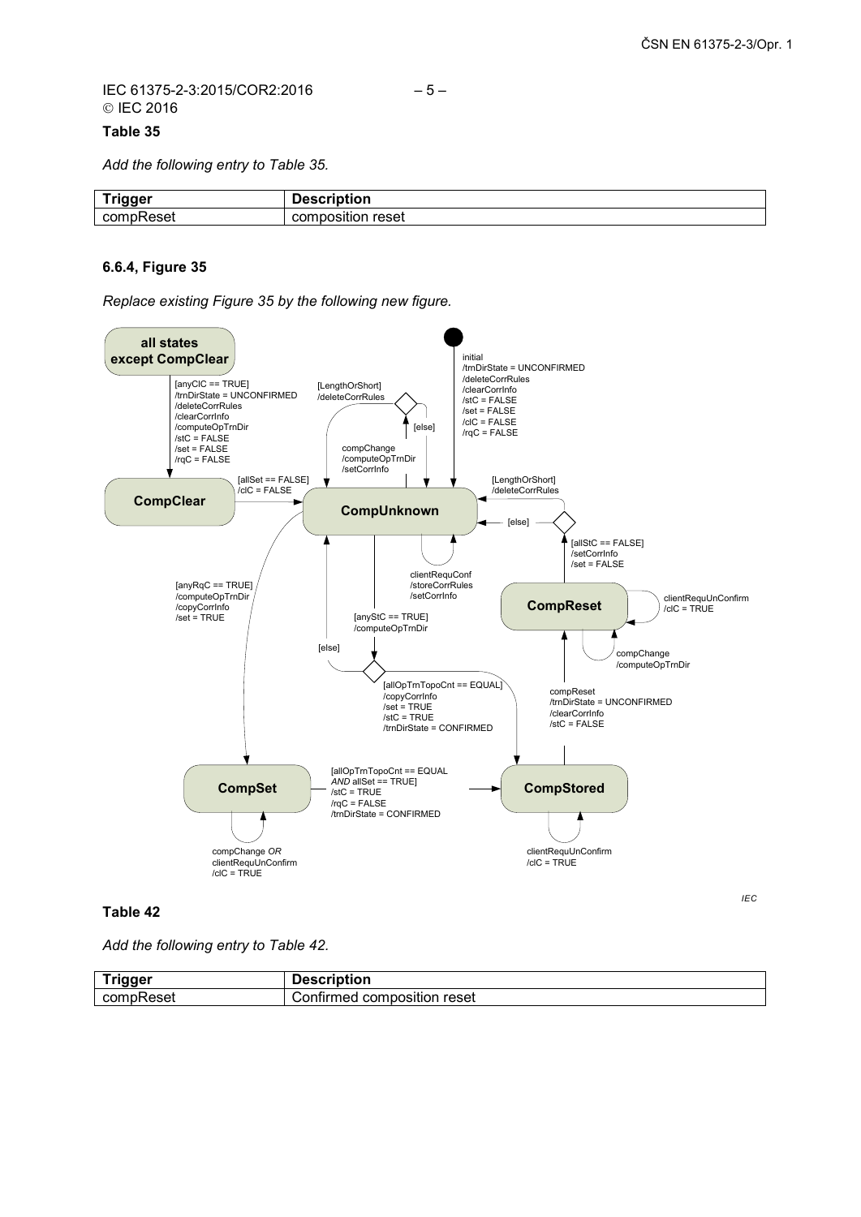### Table 35

*Add the following entry to Table 35.*

| Trigger | Description |
|---|---|
| compReset | composition reset |

### 6.6.4, Figure 35

*Replace existing Figure 35 by the following new figure.*

### Table 42

*Add the following entry to Table 42.*

| Trigger | Description |
|---|---|
| compReset | Confirmed composition reset |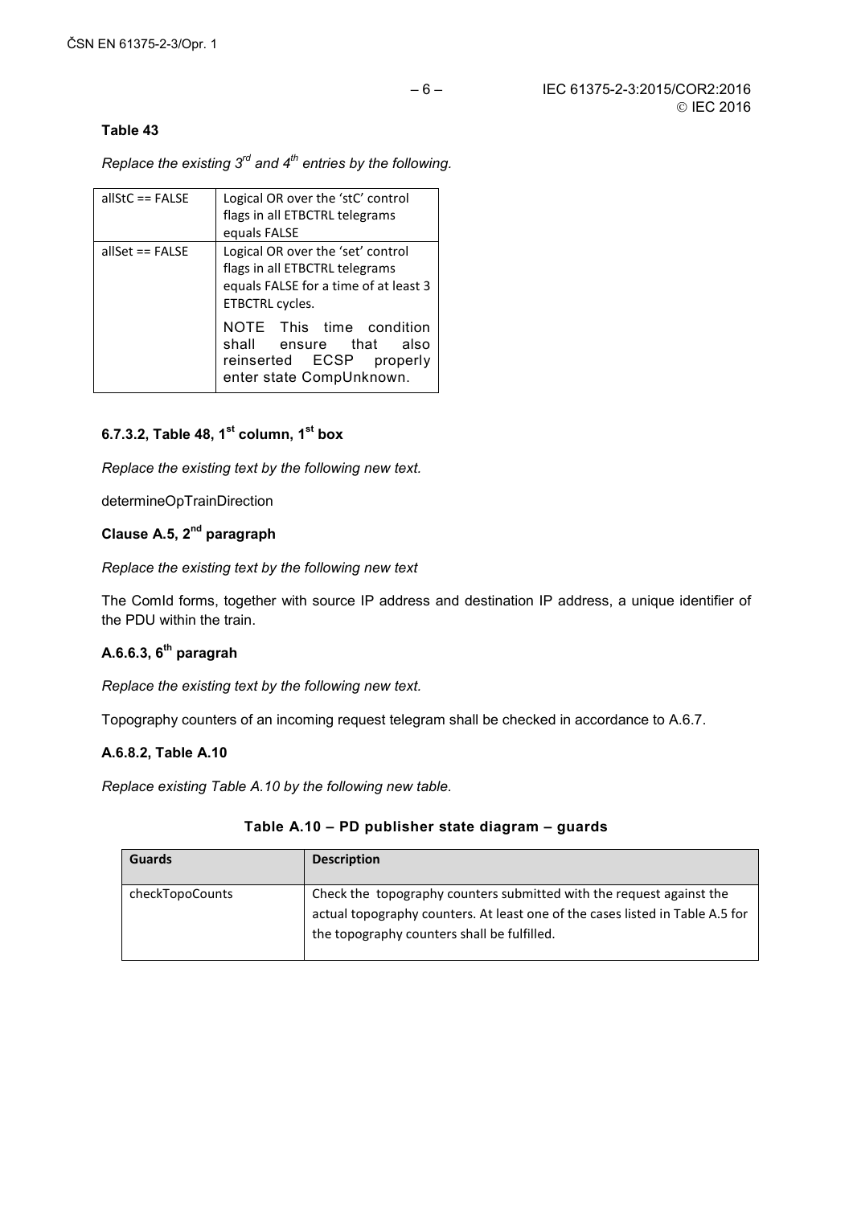**Table 43**

*Replace the existing 3rd and 4th entries by the following.*

| | |
|---|---|
| allStC == FALSE | Logical OR over the 'stC' control flags in all ETBCTRL telegrams equals FALSE |
| allSet == FALSE | Logical OR over the 'set' control flags in all ETBCTRL telegrams equals FALSE for a time of at least 3 ETBCTRL cycles.<br><br>NOTE This time condition shall ensure that also reinserted ECSP properly enter state CompUnknown. |

**6.7.3.2, Table 48, 1st column, 1st box**

*Replace the existing text by the following new text.*

determineOpTrainDirection

**Clause A.5, 2nd paragraph**

*Replace the existing text by the following new text*

The ComId forms, together with source IP address and destination IP address, a unique identifier of the PDU within the train.

**A.6.6.3, 6th paragrah**

*Replace the existing text by the following new text.*

Topography counters of an incoming request telegram shall be checked in accordance to A.6.7.

**A.6.8.2, Table A.10**

*Replace existing Table A.10 by the following new table.*

**Table A.10 – PD publisher state diagram – guards**

| Guards | Description |
|---|---|
| checkTopoCounts | Check the topography counters submitted with the request against the actual topography counters. At least one of the cases listed in Table A.5 for the topography counters shall be fulfilled. |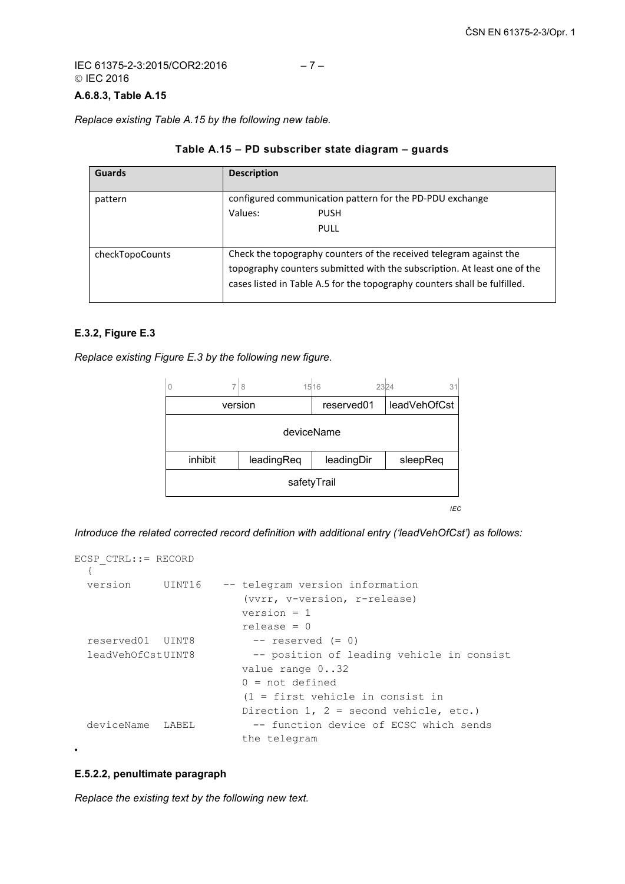**A.6.8.3, Table A.15**

*Replace existing Table A.15 by the following new table.*

**Table A.15 – PD subscriber state diagram – guards**

| Guards | Description |
|---|---|
| pattern | configured communication pattern for the PD-PDU exchange<br>Values: PUSH<br>PULL |
| checkTopoCounts | Check the topography counters of the received telegram against the topography counters submitted with the subscription. At least one of the cases listed in Table A.5 for the topography counters shall be fulfilled. |

**E.3.2, Figure E.3**

*Replace existing Figure E.3 by the following new figure.*

| 0 … 7 | 8 … 15 | 16 … 23 | 24 … 31 |
|---|---|---|---|
| version | | reserved01 | leadVehOfCst |
| deviceName | | | |
| inhibit | leadingReq | leadingDir | sleepReq |
| safetyTrail | | | |

*IEC*

*Introduce the related corrected record definition with additional entry ('leadVehOfCst') as follows:*

```
ECSP_CTRL::= RECORD
  {
  version      UINT16    -- telegram version information
                          (vvrr, v-version, r-release)
                          version = 1
                          release = 0
  reserved01  UINT8         -- reserved (= 0)
  leadVehOfCstUINT8         -- position of leading vehicle in consist
                          value range 0..32
                          0 = not defined
                          (1 = first vehicle in consist in
                          Direction 1, 2 = second vehicle, etc.)
  deviceName  LABEL         -- function device of ECSC which sends
                          the telegram
```

•

**E.5.2.2, penultimate paragraph**

*Replace the existing text by the following new text.*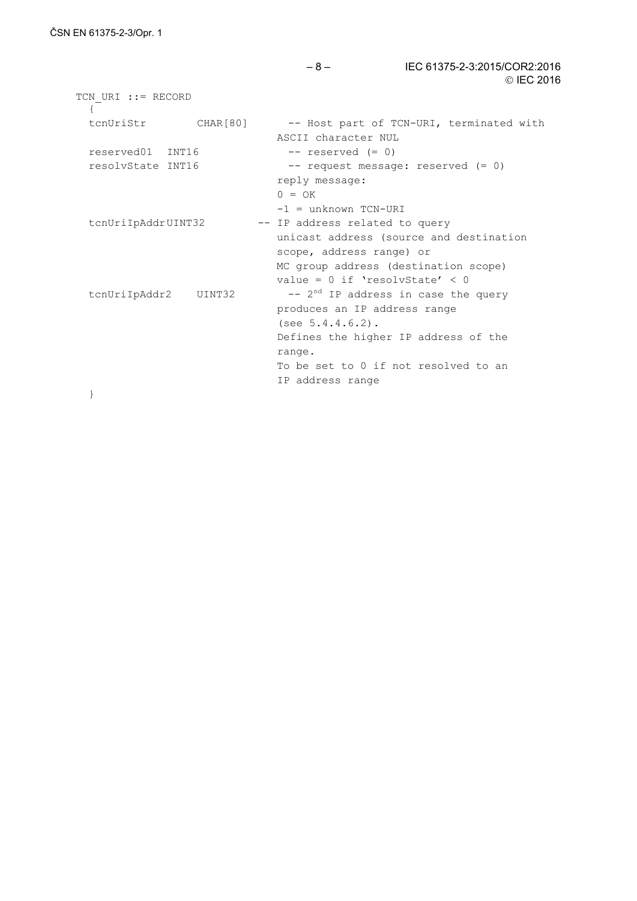```
TCN_URI ::= RECORD
  {
  tcnUriStr        CHAR[80]      -- Host part of TCN-URI, terminated with
                                 ASCII character NUL
  reserved01  INT16              -- reserved (= 0)
  resolvState INT16              -- request message: reserved (= 0)
                                 reply message:
                                 0 = OK
                                 -1 = unknown TCN-URI
  tcnUriIpAddrUINT32          -- IP address related to query
                                 unicast address (source and destination
                                 scope, address range) or
                                 MC group address (destination scope)
                                 value = 0 if 'resolvState' < 0
  tcnUriIpAddr2    UINT32        -- 2nd IP address in case the query
                                 produces an IP address range
                                 (see 5.4.4.6.2).
                                 Defines the higher IP address of the
                                 range.
                                 To be set to 0 if not resolved to an
                                 IP address range
  }
```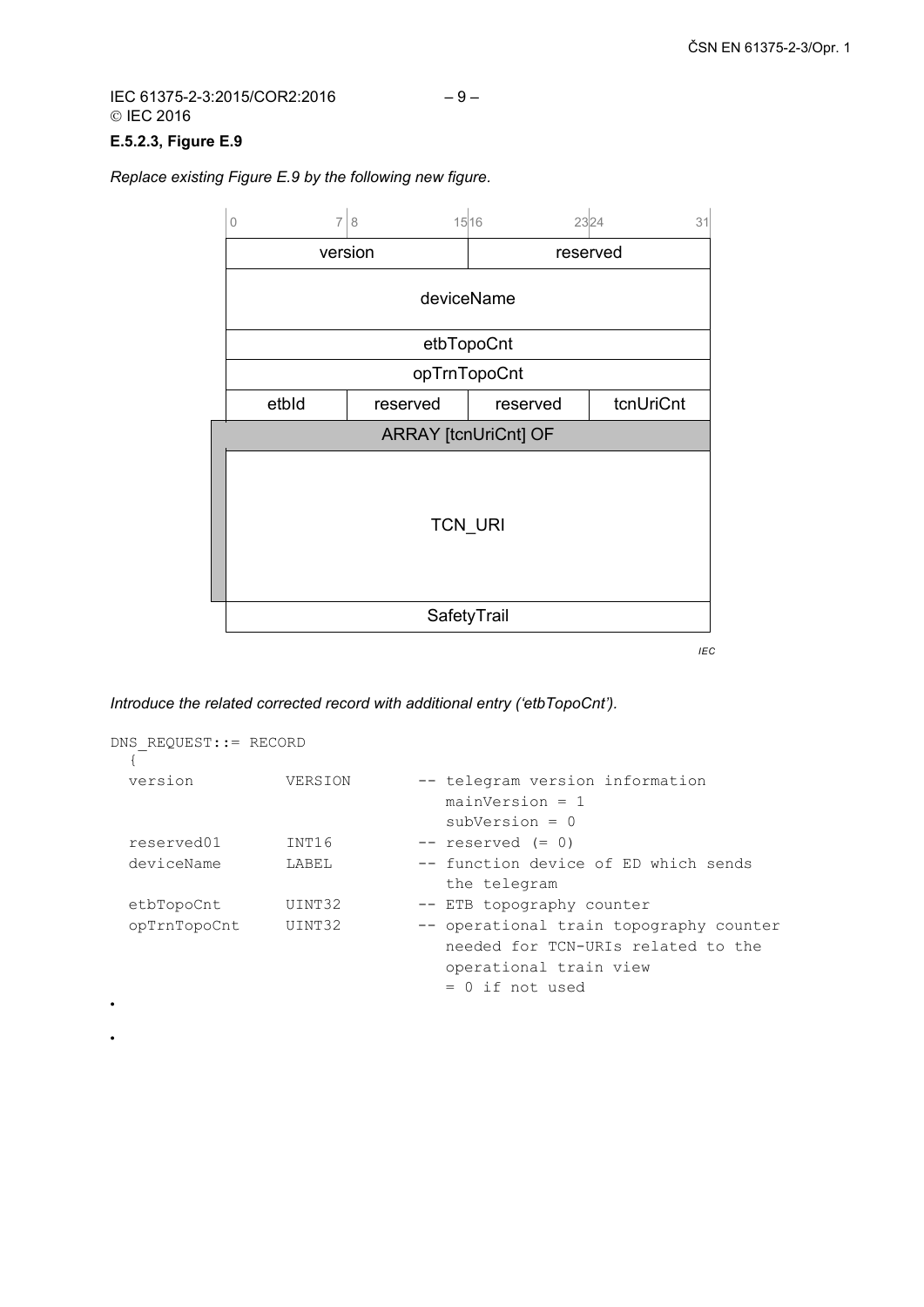## E.5.2.3, Figure E.9

*Replace existing Figure E.9 by the following new figure.*

| 0 … 7 | 8 … 15 | 16 … 23 | 24 … 31 |
|---|---|---|---|
| version | | reserved | |
| deviceName | | | |
| etbTopoCnt | | | |
| opTrnTopoCnt | | | |
| etbId | reserved | reserved | tcnUriCnt |
| ARRAY [tcnUriCnt] OF | | | |
| TCN_URI | | | |
| SafetyTrail | | | |

IEC

*Introduce the related corrected record with additional entry ('etbTopoCnt').*

```
DNS_REQUEST::= RECORD
  {
  version          VERSION       -- telegram version information
                                    mainVersion = 1
                                    subVersion = 0
  reserved01       INT16         -- reserved (= 0)
  deviceName       LABEL         -- function device of ED which sends
                                    the telegram
  etbTopoCnt       UINT32        -- ETB topography counter
  opTrnTopoCnt     UINT32        -- operational train topography counter
                                    needed for TCN-URIs related to the
                                    operational train view
                                    = 0 if not used
```

•

•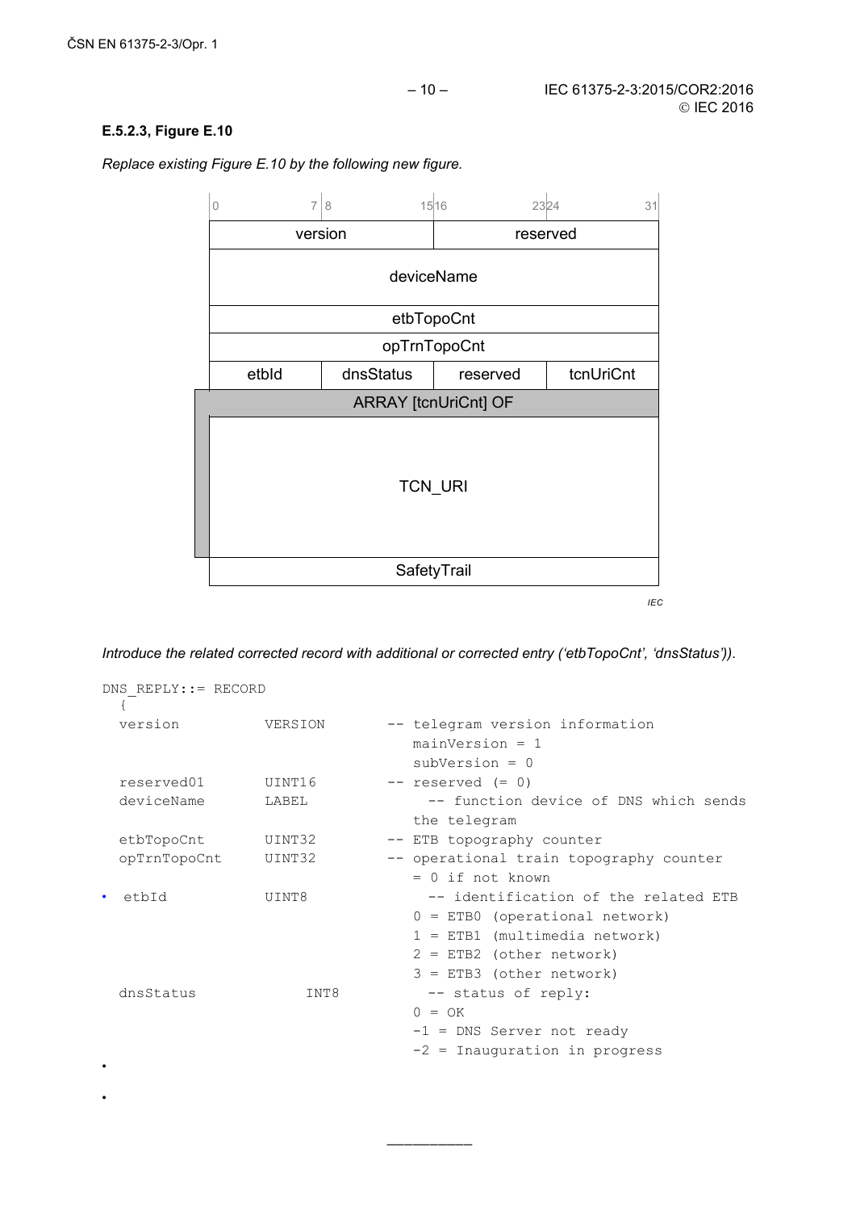### E.5.2.3, Figure E.10

*Replace existing Figure E.10 by the following new figure.*

| 0 7 | 8 15 | 16 23 | 24 31 |
|---|---|---|---|
| version | | reserved | |
| deviceName | | | |
| etbTopoCnt | | | |
| opTrnTopoCnt | | | |
| etbId | dnsStatus | reserved | tcnUriCnt |
| ARRAY [tcnUriCnt] OF | | | |
| TCN_URI | | | |
| SafetyTrail | | | |

IEC

*Introduce the related corrected record with additional or corrected entry ('etbTopoCnt', 'dnsStatus')).*

```
DNS_REPLY::= RECORD
  {
  version          VERSION      -- telegram version information
                                   mainVersion = 1
                                   subVersion = 0
  reserved01       UINT16       -- reserved (= 0)
  deviceName       LABEL          -- function device of DNS which sends
                                   the telegram
  etbTopoCnt       UINT32       -- ETB topography counter
  opTrnTopoCnt     UINT32       -- operational train topography counter
                                   = 0 if not known
• etbId            UINT8          -- identification of the related ETB
                                   0 = ETB0 (operational network)
                                   1 = ETB1 (multimedia network)
                                   2 = ETB2 (other network)
                                   3 = ETB3 (other network)
  dnsStatus            INT8       -- status of reply:
                                   0 = OK
                                   -1 = DNS Server not ready
                                   -2 = Inauguration in progress
```

•

•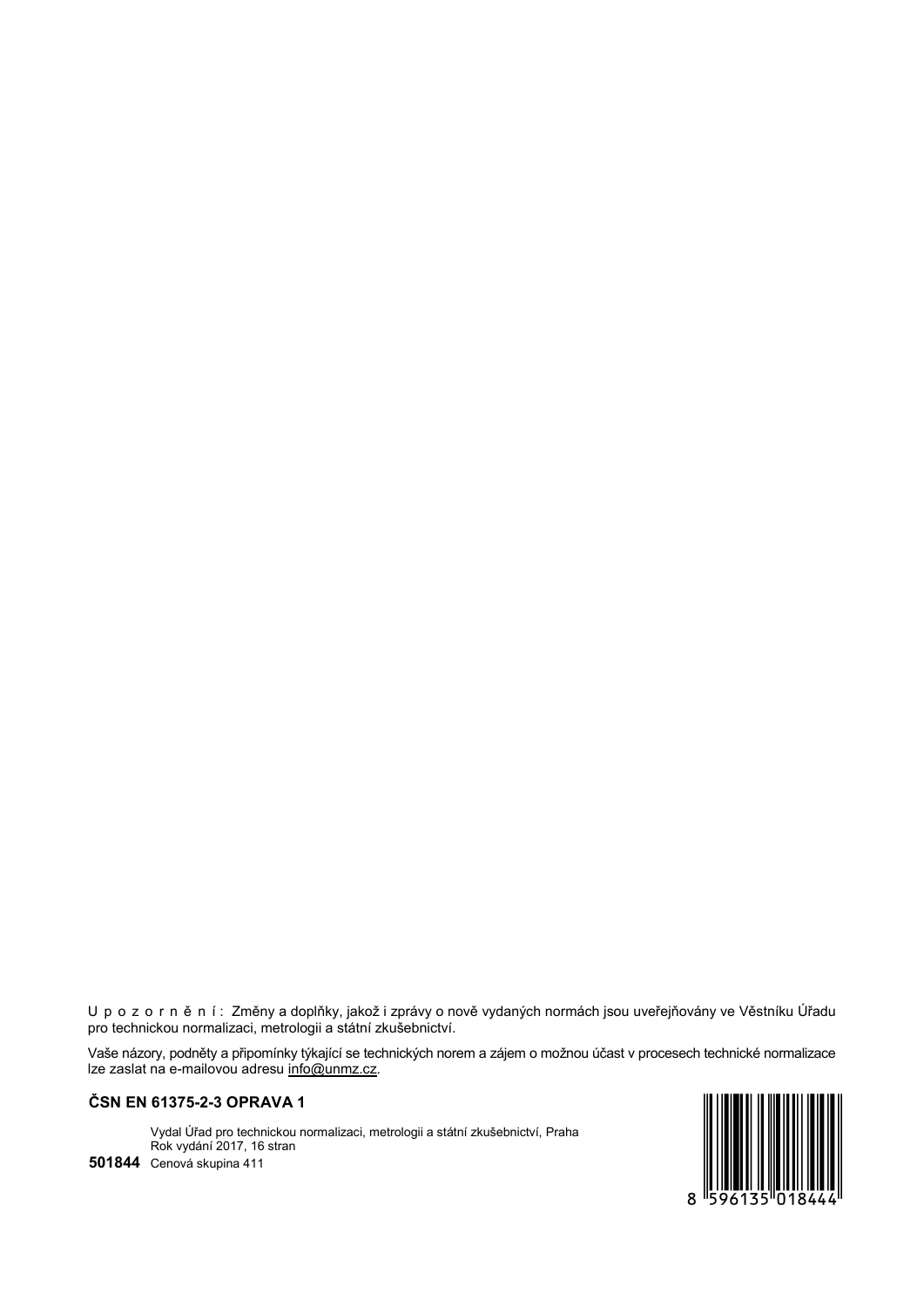U p o z o r n ě n í : Změny a doplňky, jakož i zprávy o nově vydaných normách jsou uveřejňovány ve Věstníku Úřadu pro technickou normalizaci, metrologii a státní zkušebnictví.

Vaše názory, podněty a připomínky týkající se technických norem a zájem o možnou účast v procesech technické normalizace lze zaslat na e-mailovou adresu info@unmz.cz.

**ČSN EN 61375-2-3 OPRAVA 1**

Vydal Úřad pro technickou normalizaci, metrologii a státní zkušebnictví, Praha
Rok vydání 2017, 16 stran

**501844** Cenová skupina 411

8 596135 018444